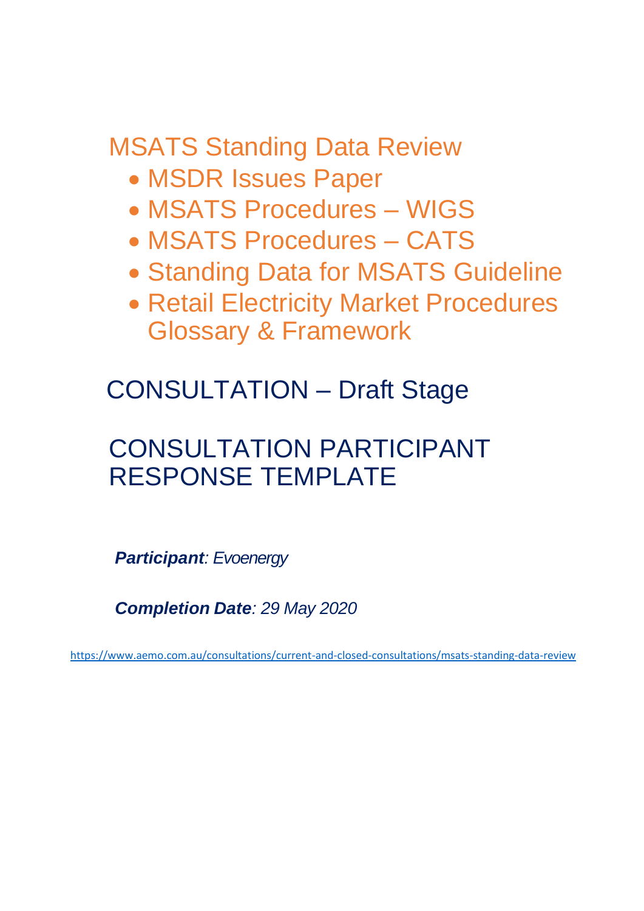# MSATS Standing Data Review

- MSDR Issues Paper
- MSATS Procedures – WIGS
- MSATS Procedures – CATS
- Standing Data for MSATS Guideline
- Retail Electricity Market Procedures Glossary & Framework

## CONSULTATION – Draft Stage

## CONSULTATION PARTICIPANT RESPONSE TEMPLATE

***Participant****: Evoenergy*

***Completion Date****: 29 May 2020*

https://www.aemo.com.au/consultations/current-and-closed-consultations/msats-standing-data-review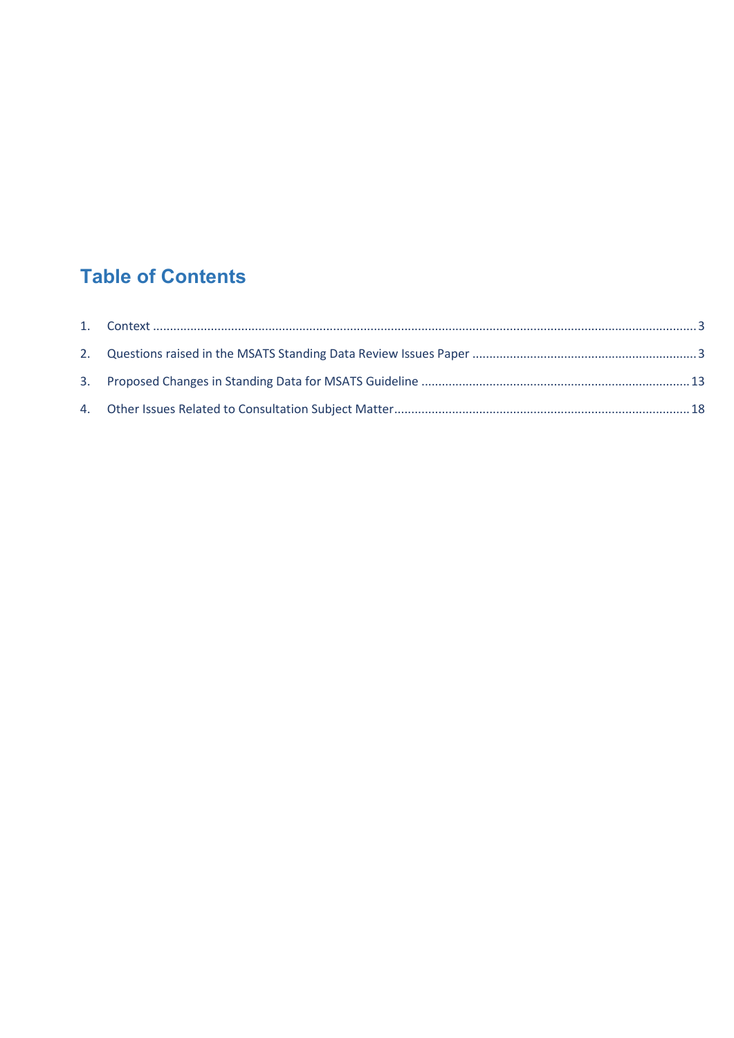# Table of Contents

1. Context ............................................................ 3
2. Questions raised in the MSATS Standing Data Review Issues Paper ............................................................ 3
3. Proposed Changes in Standing Data for MSATS Guideline ............................................................ 13
4. Other Issues Related to Consultation Subject Matter ............................................................ 18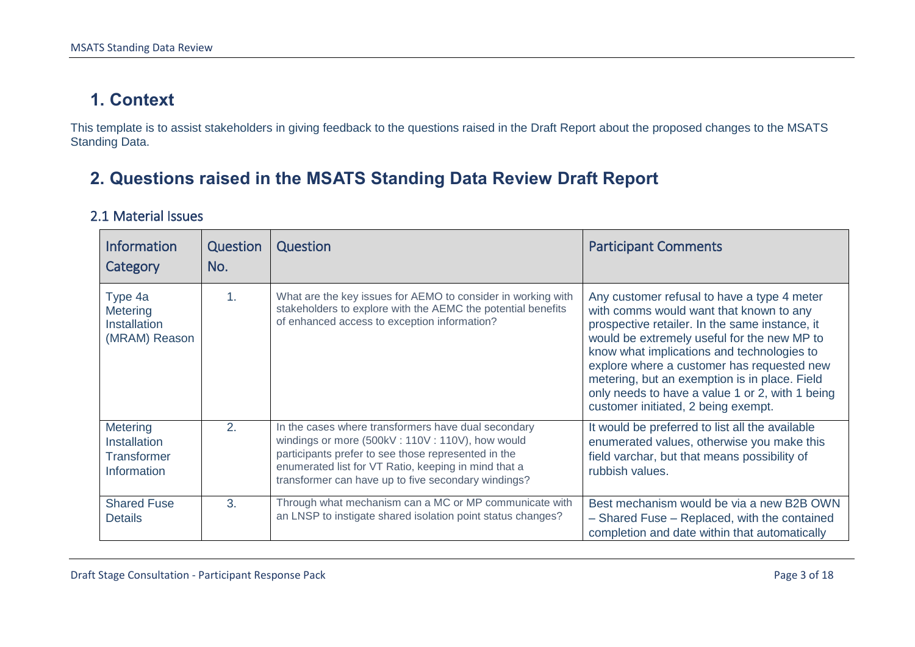# 1. Context

This template is to assist stakeholders in giving feedback to the questions raised in the Draft Report about the proposed changes to the MSATS Standing Data.

# 2. Questions raised in the MSATS Standing Data Review Draft Report

## 2.1 Material Issues

| Information Category | Question No. | Question | Participant Comments |
|---|---|---|---|
| Type 4a Metering Installation (MRAM) Reason | 1. | What are the key issues for AEMO to consider in working with stakeholders to explore with the AEMC the potential benefits of enhanced access to exception information? | Any customer refusal to have a type 4 meter with comms would want that known to any prospective retailer. In the same instance, it would be extremely useful for the new MP to know what implications and technologies to explore where a customer has requested new metering, but an exemption is in place. Field only needs to have a value 1 or 2, with 1 being customer initiated, 2 being exempt. |
| Metering Installation Transformer Information | 2. | In the cases where transformers have dual secondary windings or more (500kV : 110V : 110V), how would participants prefer to see those represented in the enumerated list for VT Ratio, keeping in mind that a transformer can have up to five secondary windings? | It would be preferred to list all the available enumerated values, otherwise you make this field varchar, but that means possibility of rubbish values. |
| Shared Fuse Details | 3. | Through what mechanism can a MC or MP communicate with an LNSP to instigate shared isolation point status changes? | Best mechanism would be via a new B2B OWN – Shared Fuse – Replaced, with the contained completion and date within that automatically |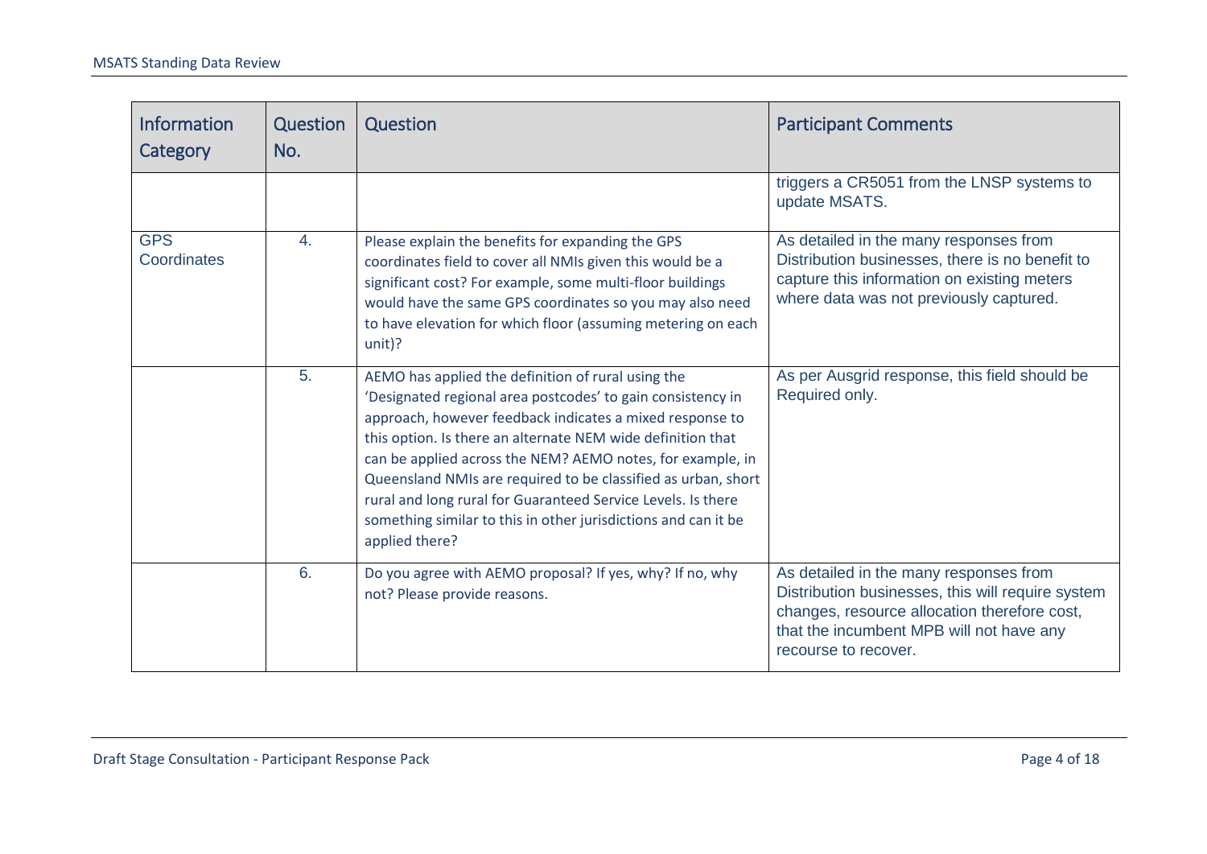| Information Category | Question No. | Question | Participant Comments |
| --- | --- | --- | --- |
| | | | triggers a CR5051 from the LNSP systems to update MSATS. |
| GPS Coordinates | 4. | Please explain the benefits for expanding the GPS coordinates field to cover all NMIs given this would be a significant cost? For example, some multi-floor buildings would have the same GPS coordinates so you may also need to have elevation for which floor (assuming metering on each unit)? | As detailed in the many responses from Distribution businesses, there is no benefit to capture this information on existing meters where data was not previously captured. |
| | 5. | AEMO has applied the definition of rural using the 'Designated regional area postcodes' to gain consistency in approach, however feedback indicates a mixed response to this option. Is there an alternate NEM wide definition that can be applied across the NEM? AEMO notes, for example, in Queensland NMIs are required to be classified as urban, short rural and long rural for Guaranteed Service Levels. Is there something similar to this in other jurisdictions and can it be applied there? | As per Ausgrid response, this field should be Required only. |
| | 6. | Do you agree with AEMO proposal? If yes, why? If no, why not? Please provide reasons. | As detailed in the many responses from Distribution businesses, this will require system changes, resource allocation therefore cost, that the incumbent MPB will not have any recourse to recover. |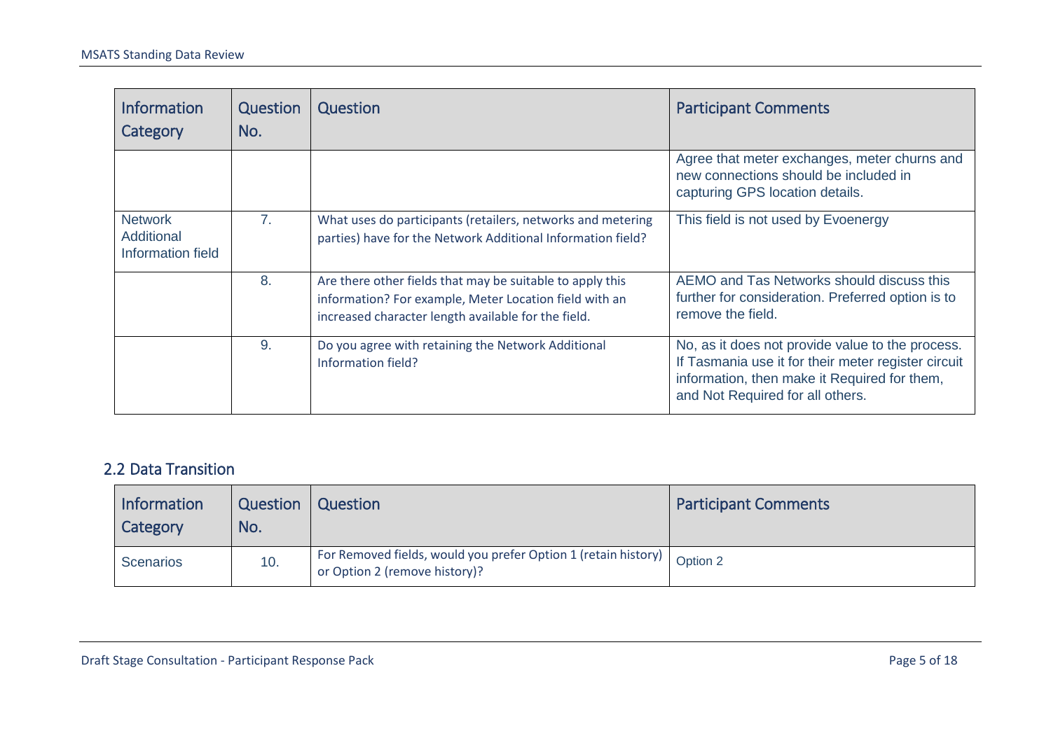| Information Category | Question No. | Question | Participant Comments |
|---|---|---|---|
| | | | Agree that meter exchanges, meter churns and new connections should be included in capturing GPS location details. |
| Network Additional Information field | 7. | What uses do participants (retailers, networks and metering parties) have for the Network Additional Information field? | This field is not used by Evoenergy |
| | 8. | Are there other fields that may be suitable to apply this information? For example, Meter Location field with an increased character length available for the field. | AEMO and Tas Networks should discuss this further for consideration. Preferred option is to remove the field. |
| | 9. | Do you agree with retaining the Network Additional Information field? | No, as it does not provide value to the process. If Tasmania use it for their meter register circuit information, then make it Required for them, and Not Required for all others. |

## 2.2 Data Transition

| Information Category | Question No. | Question | Participant Comments |
|---|---|---|---|
| Scenarios | 10. | For Removed fields, would you prefer Option 1 (retain history) or Option 2 (remove history)? | Option 2 |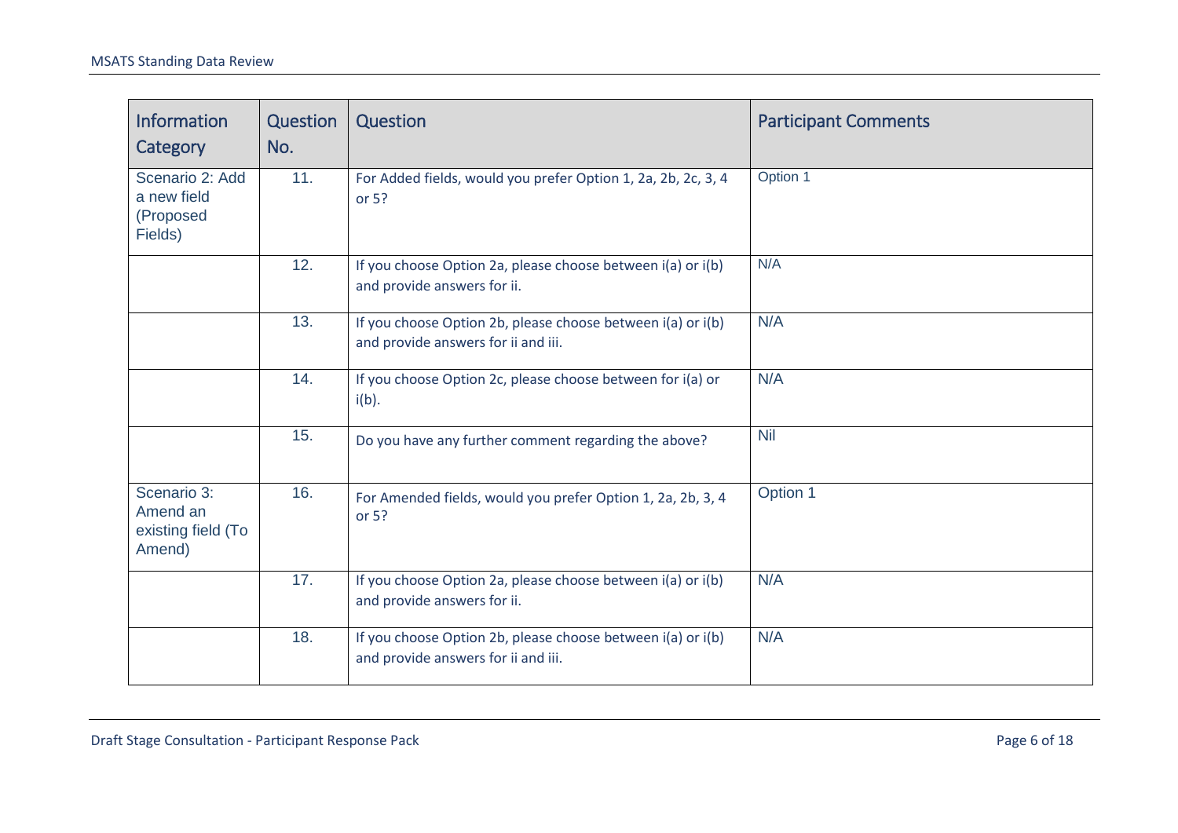| Information Category | Question No. | Question | Participant Comments |
| --- | --- | --- | --- |
| Scenario 2: Add a new field (Proposed Fields) | 11. | For Added fields, would you prefer Option 1, 2a, 2b, 2c, 3, 4 or 5? | Option 1 |
| | 12. | If you choose Option 2a, please choose between i(a) or i(b) and provide answers for ii. | N/A |
| | 13. | If you choose Option 2b, please choose between i(a) or i(b) and provide answers for ii and iii. | N/A |
| | 14. | If you choose Option 2c, please choose between for i(a) or i(b). | N/A |
| | 15. | Do you have any further comment regarding the above? | Nil |
| Scenario 3: Amend an existing field (To Amend) | 16. | For Amended fields, would you prefer Option 1, 2a, 2b, 3, 4 or 5? | Option 1 |
| | 17. | If you choose Option 2a, please choose between i(a) or i(b) and provide answers for ii. | N/A |
| | 18. | If you choose Option 2b, please choose between i(a) or i(b) and provide answers for ii and iii. | N/A |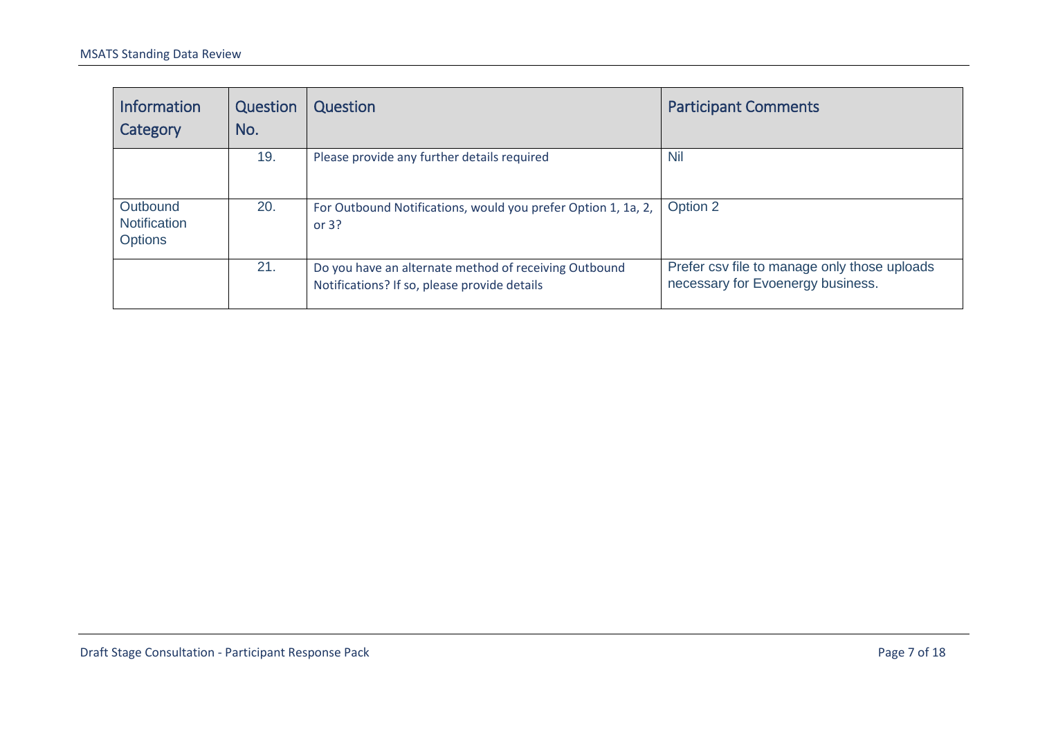| Information Category | Question No. | Question | Participant Comments |
| --- | --- | --- | --- |
| | 19. | Please provide any further details required | Nil |
| Outbound Notification Options | 20. | For Outbound Notifications, would you prefer Option 1, 1a, 2, or 3? | Option 2 |
| | 21. | Do you have an alternate method of receiving Outbound Notifications? If so, please provide details | Prefer csv file to manage only those uploads necessary for Evoenergy business. |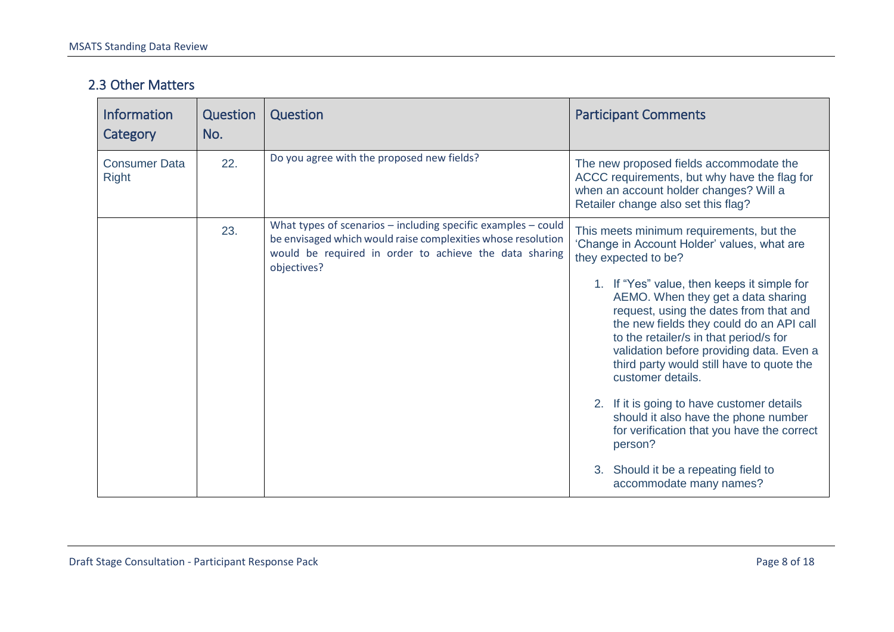## 2.3 Other Matters

| Information Category | Question No. | Question | Participant Comments |
|---|---|---|---|
| Consumer Data Right | 22. | Do you agree with the proposed new fields? | The new proposed fields accommodate the ACCC requirements, but why have the flag for when an account holder changes? Will a Retailer change also set this flag? |
| | 23. | What types of scenarios – including specific examples – could be envisaged which would raise complexities whose resolution would be required in order to achieve the data sharing objectives? | This meets minimum requirements, but the 'Change in Account Holder' values, what are they expected to be?<br><br>1. If "Yes" value, then keeps it simple for AEMO. When they get a data sharing request, using the dates from that and the new fields they could do an API call to the retailer/s in that period/s for validation before providing data. Even a third party would still have to quote the customer details.<br><br>2. If it is going to have customer details should it also have the phone number for verification that you have the correct person?<br><br>3. Should it be a repeating field to accommodate many names? |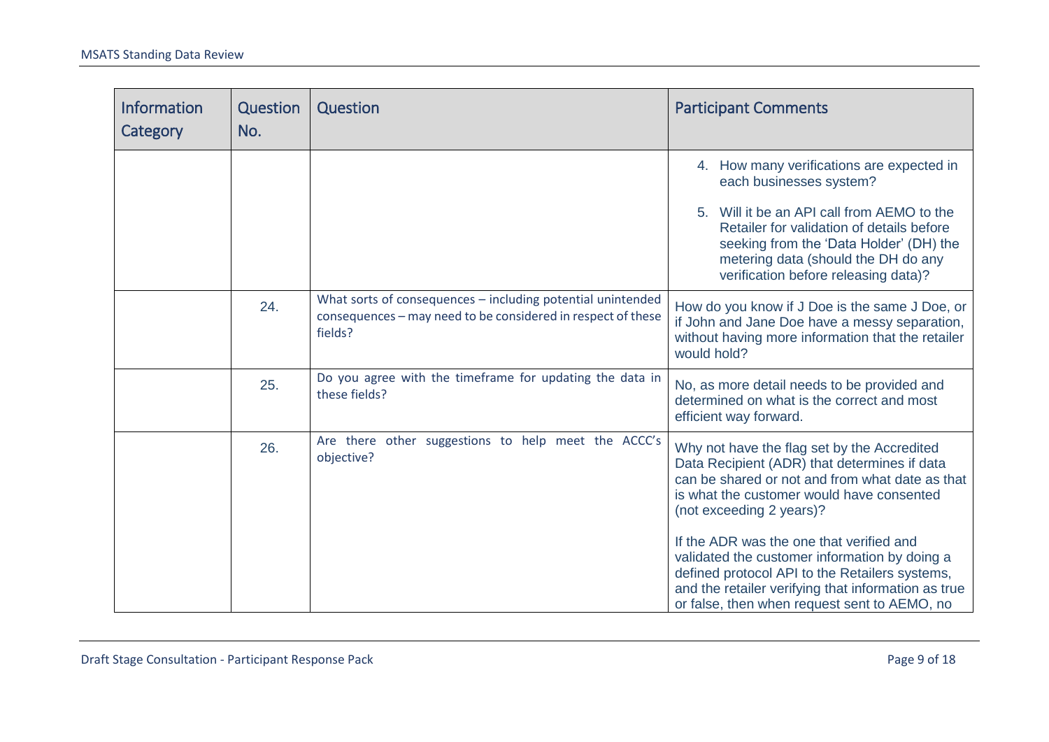| Information Category | Question No. | Question | Participant Comments |
|---|---|---|---|
| | | | 4. How many verifications are expected in each businesses system?<br><br>5. Will it be an API call from AEMO to the Retailer for validation of details before seeking from the 'Data Holder' (DH) the metering data (should the DH do any verification before releasing data)? |
| | 24. | What sorts of consequences – including potential unintended consequences – may need to be considered in respect of these fields? | How do you know if J Doe is the same J Doe, or if John and Jane Doe have a messy separation, without having more information that the retailer would hold? |
| | 25. | Do you agree with the timeframe for updating the data in these fields? | No, as more detail needs to be provided and determined on what is the correct and most efficient way forward. |
| | 26. | Are there other suggestions to help meet the ACCC's objective? | Why not have the flag set by the Accredited Data Recipient (ADR) that determines if data can be shared or not and from what date as that is what the customer would have consented (not exceeding 2 years)?<br><br>If the ADR was the one that verified and validated the customer information by doing a defined protocol API to the Retailers systems, and the retailer verifying that information as true or false, then when request sent to AEMO, no |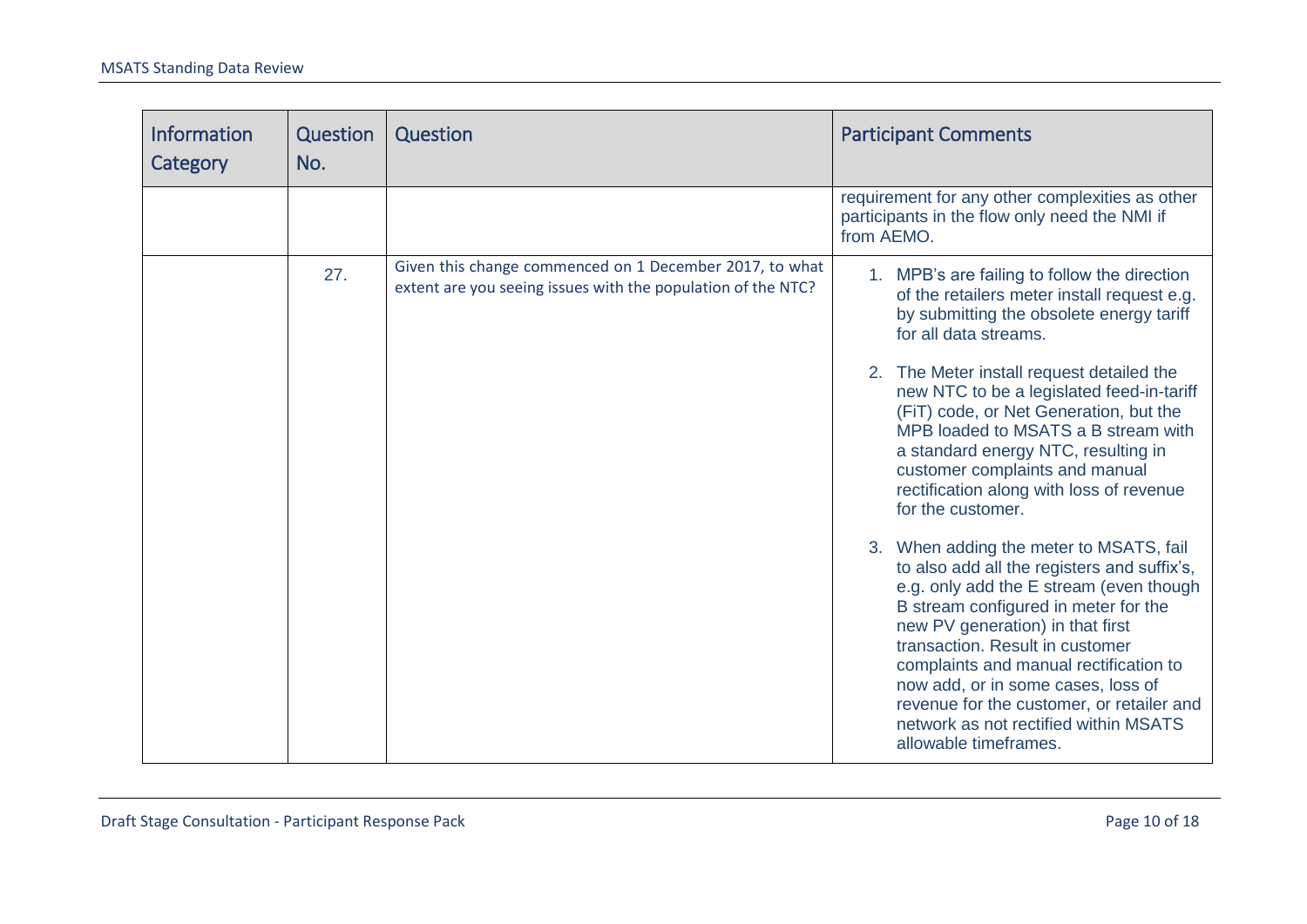| Information Category | Question No. | Question | Participant Comments |
|---|---|---|---|
| | | | requirement for any other complexities as other participants in the flow only need the NMI if from AEMO. |
| | 27. | Given this change commenced on 1 December 2017, to what extent are you seeing issues with the population of the NTC? | 1. MPB's are failing to follow the direction of the retailers meter install request e.g. by submitting the obsolete energy tariff for all data streams.<br><br>2. The Meter install request detailed the new NTC to be a legislated feed-in-tariff (FiT) code, or Net Generation, but the MPB loaded to MSATS a B stream with a standard energy NTC, resulting in customer complaints and manual rectification along with loss of revenue for the customer.<br><br>3. When adding the meter to MSATS, fail to also add all the registers and suffix's, e.g. only add the E stream (even though B stream configured in meter for the new PV generation) in that first transaction. Result in customer complaints and manual rectification to now add, or in some cases, loss of revenue for the customer, or retailer and network as not rectified within MSATS allowable timeframes. |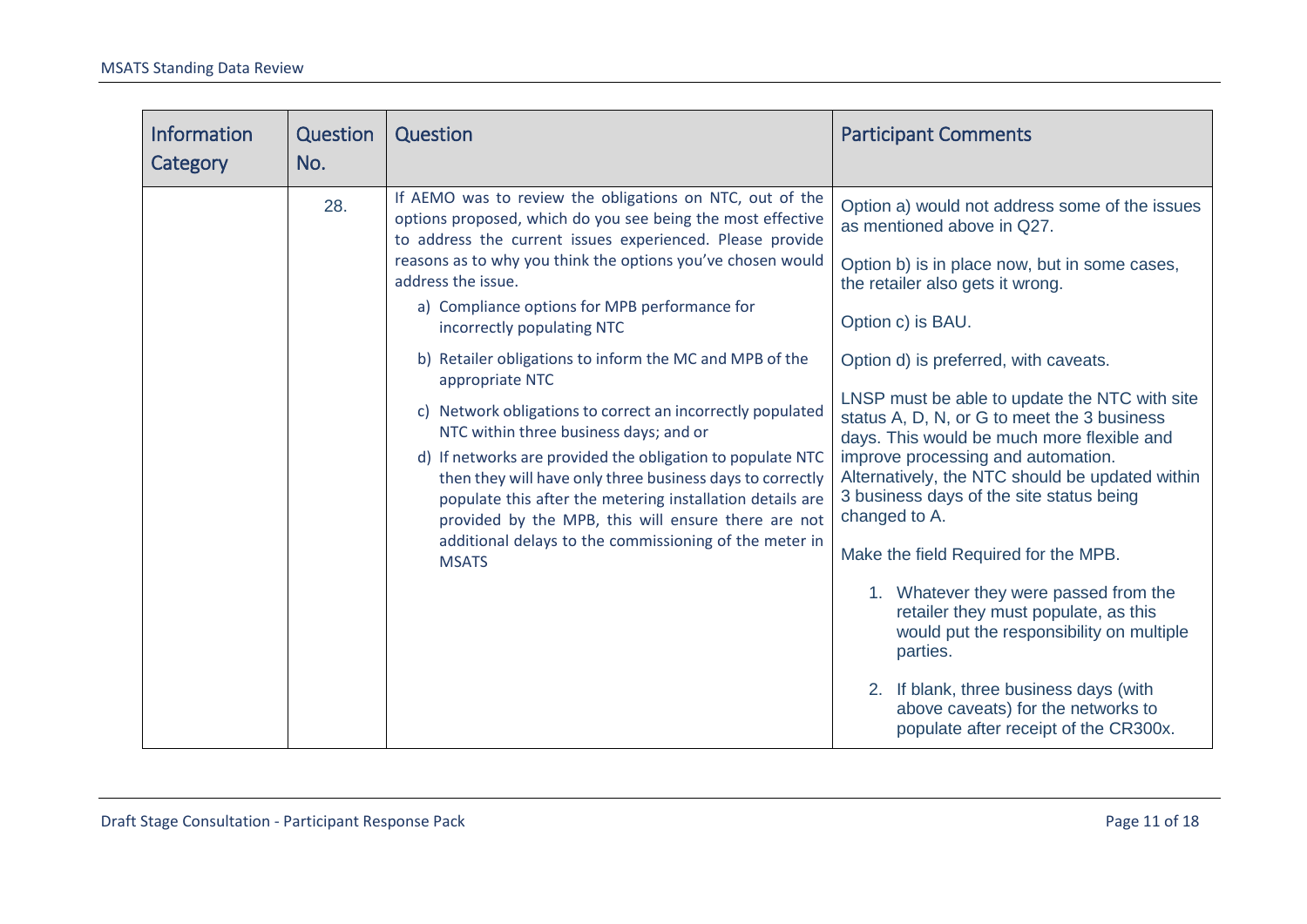| Information Category | Question No. | Question | Participant Comments |
|---|---|---|---|
| | 28. | If AEMO was to review the obligations on NTC, out of the options proposed, which do you see being the most effective to address the current issues experienced. Please provide reasons as to why you think the options you've chosen would address the issue.<br><br>a) Compliance options for MPB performance for incorrectly populating NTC<br><br>b) Retailer obligations to inform the MC and MPB of the appropriate NTC<br><br>c) Network obligations to correct an incorrectly populated NTC within three business days; and or<br><br>d) If networks are provided the obligation to populate NTC then they will have only three business days to correctly populate this after the metering installation details are provided by the MPB, this will ensure there are not additional delays to the commissioning of the meter in MSATS | Option a) would not address some of the issues as mentioned above in Q27.<br><br>Option b) is in place now, but in some cases, the retailer also gets it wrong.<br><br>Option c) is BAU.<br><br>Option d) is preferred, with caveats.<br><br>LNSP must be able to update the NTC with site status A, D, N, or G to meet the 3 business days. This would be much more flexible and improve processing and automation. Alternatively, the NTC should be updated within 3 business days of the site status being changed to A.<br><br>Make the field Required for the MPB.<br><br>1. Whatever they were passed from the retailer they must populate, as this would put the responsibility on multiple parties.<br><br>2. If blank, three business days (with above caveats) for the networks to populate after receipt of the CR300x. |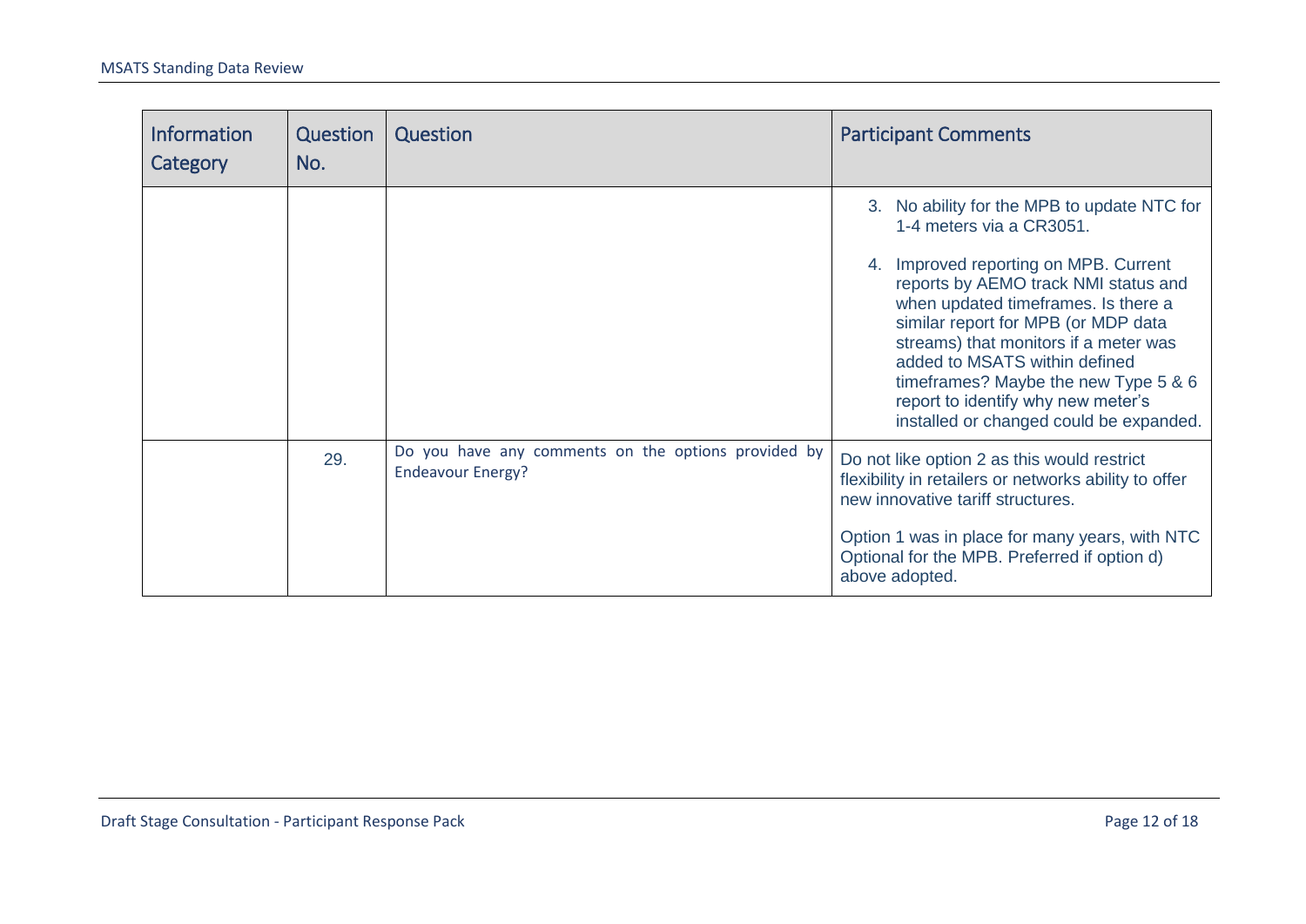| Information Category | Question No. | Question | Participant Comments |
|---|---|---|---|
| | | | 3. No ability for the MPB to update NTC for 1-4 meters via a CR3051.<br><br>4. Improved reporting on MPB. Current reports by AEMO track NMI status and when updated timeframes. Is there a similar report for MPB (or MDP data streams) that monitors if a meter was added to MSATS within defined timeframes? Maybe the new Type 5 & 6 report to identify why new meter's installed or changed could be expanded. |
| | 29. | Do you have any comments on the options provided by Endeavour Energy? | Do not like option 2 as this would restrict flexibility in retailers or networks ability to offer new innovative tariff structures.<br><br>Option 1 was in place for many years, with NTC Optional for the MPB. Preferred if option d) above adopted. |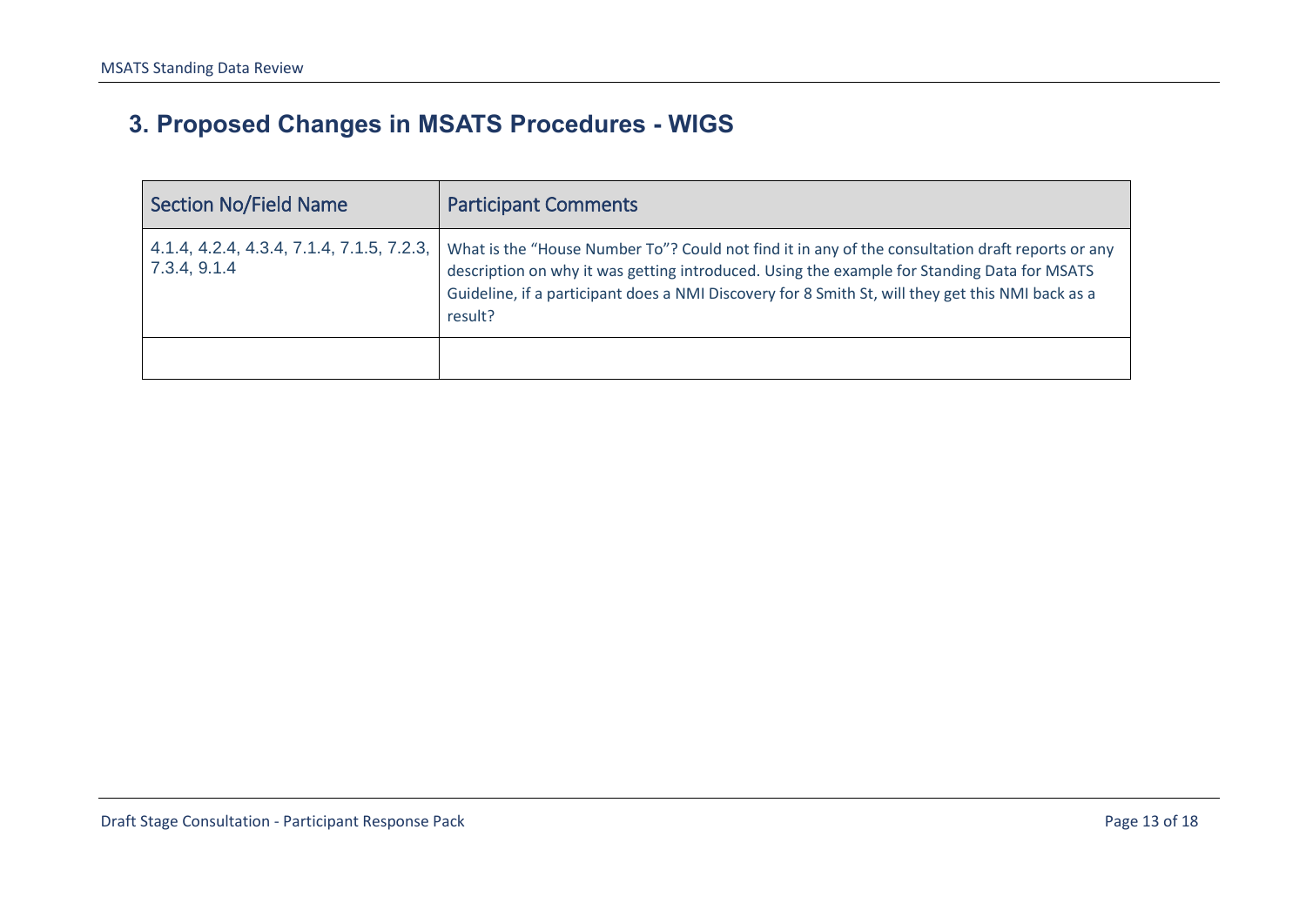## 3. Proposed Changes in MSATS Procedures - WIGS

| Section No/Field Name | Participant Comments |
|---|---|
| 4.1.4, 4.2.4, 4.3.4, 7.1.4, 7.1.5, 7.2.3, 7.3.4, 9.1.4 | What is the "House Number To"? Could not find it in any of the consultation draft reports or any description on why it was getting introduced. Using the example for Standing Data for MSATS Guideline, if a participant does a NMI Discovery for 8 Smith St, will they get this NMI back as a result? |
| | |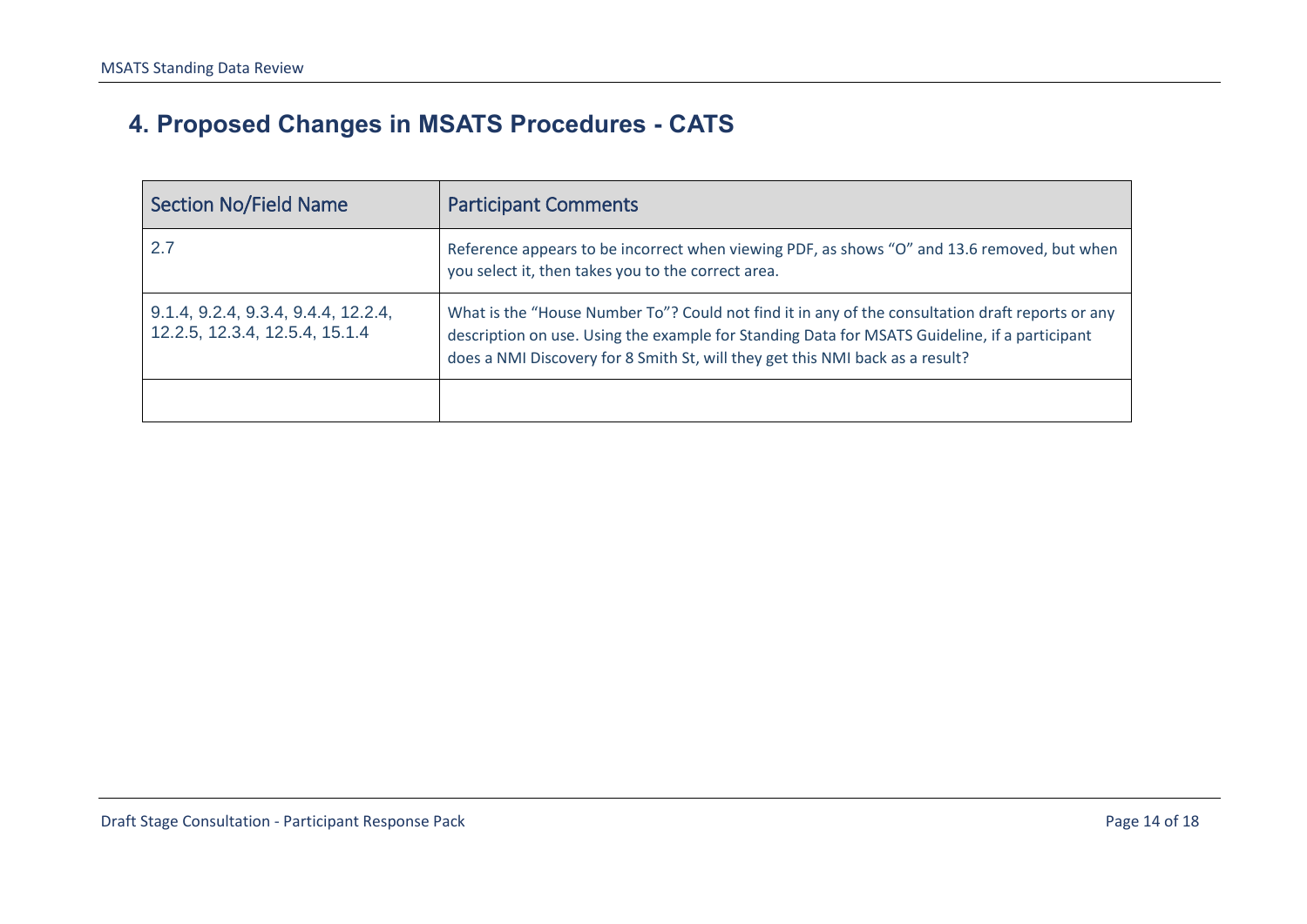# 4. Proposed Changes in MSATS Procedures - CATS

| Section No/Field Name | Participant Comments |
| --- | --- |
| 2.7 | Reference appears to be incorrect when viewing PDF, as shows "O" and 13.6 removed, but when you select it, then takes you to the correct area. |
| 9.1.4, 9.2.4, 9.3.4, 9.4.4, 12.2.4, 12.2.5, 12.3.4, 12.5.4, 15.1.4 | What is the "House Number To"? Could not find it in any of the consultation draft reports or any description on use. Using the example for Standing Data for MSATS Guideline, if a participant does a NMI Discovery for 8 Smith St, will they get this NMI back as a result? |
| | |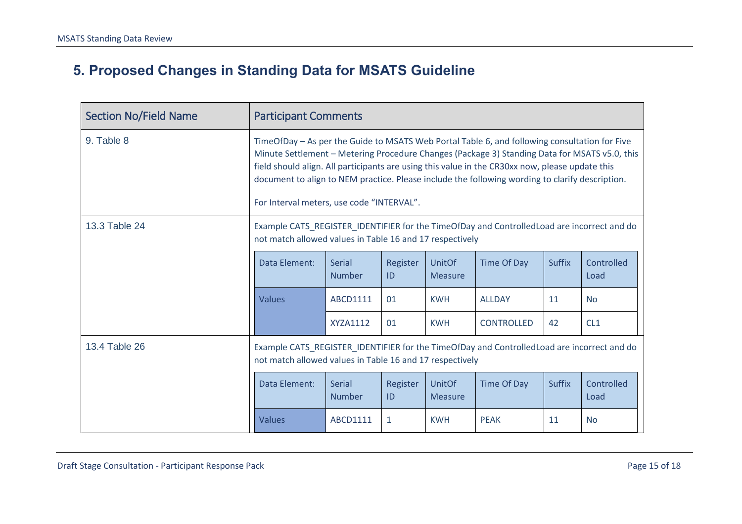# 5. Proposed Changes in Standing Data for MSATS Guideline

<table>
<tr><th>Section No/Field Name</th><th>Participant Comments</th></tr>
<tr><td>9. Table 8</td><td>TimeOfDay – As per the Guide to MSATS Web Portal Table 6, and following consultation for Five Minute Settlement – Metering Procedure Changes (Package 3) Standing Data for MSATS v5.0, this field should align. All participants are using this value in the CR30xx now, please update this document to align to NEM practice. Please include the following wording to clarify description.<br><br>For Interval meters, use code "INTERVAL".</td></tr>
<tr><td>13.3 Table 24</td><td>Example CATS_REGISTER_IDENTIFIER for the TimeOfDay and ControlledLoad are incorrect and do not match allowed values in Table 16 and 17 respectively
<table>
<tr><th>Data Element:</th><th>Serial Number</th><th>Register ID</th><th>UnitOf Measure</th><th>Time Of Day</th><th>Suffix</th><th>Controlled Load</th></tr>
<tr><td rowspan="2">Values</td><td>ABCD1111</td><td>01</td><td>KWH</td><td>ALLDAY</td><td>11</td><td>No</td></tr>
<tr><td>XYZA1112</td><td>01</td><td>KWH</td><td>CONTROLLED</td><td>42</td><td>CL1</td></tr>
</table>
</td></tr>
<tr><td>13.4 Table 26</td><td>Example CATS_REGISTER_IDENTIFIER for the TimeOfDay and ControlledLoad are incorrect and do not match allowed values in Table 16 and 17 respectively
<table>
<tr><th>Data Element:</th><th>Serial Number</th><th>Register ID</th><th>UnitOf Measure</th><th>Time Of Day</th><th>Suffix</th><th>Controlled Load</th></tr>
<tr><td>Values</td><td>ABCD1111</td><td>1</td><td>KWH</td><td>PEAK</td><td>11</td><td>No</td></tr>
</table>
</td></tr>
</table>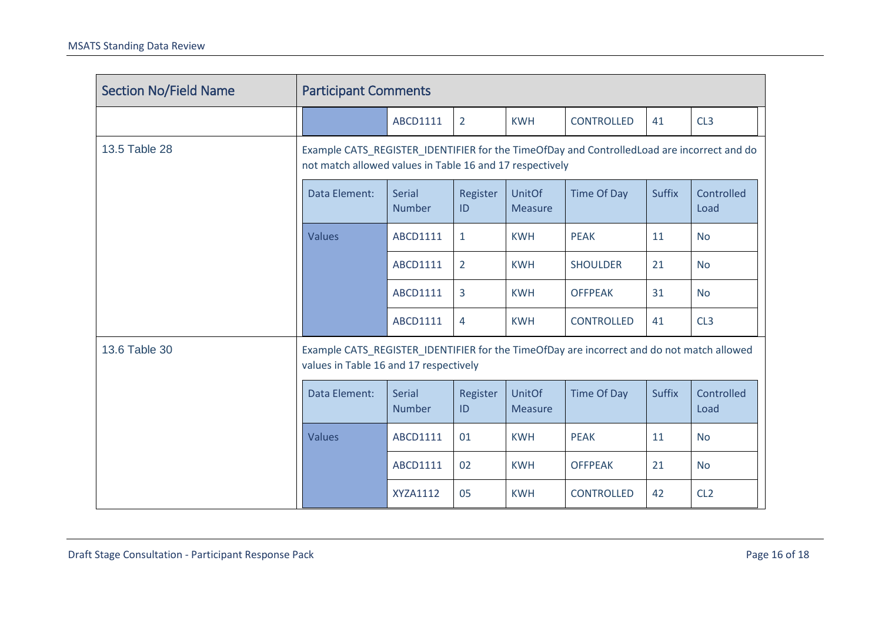| Section No/Field Name | Participant Comments |
|---|---|
| | |

| | ABCD1111 | 2 | KWH | CONTROLLED | 41 | CL3 |
|---|---|---|---|---|---|---|

**13.5 Table 28**

Example CATS_REGISTER_IDENTIFIER for the TimeOfDay and ControlledLoad are incorrect and do not match allowed values in Table 16 and 17 respectively

| Data Element: | Serial Number | Register ID | UnitOf Measure | Time Of Day | Suffix | Controlled Load |
|---|---|---|---|---|---|---|
| Values | ABCD1111 | 1 | KWH | PEAK | 11 | No |
| | ABCD1111 | 2 | KWH | SHOULDER | 21 | No |
| | ABCD1111 | 3 | KWH | OFFPEAK | 31 | No |
| | ABCD1111 | 4 | KWH | CONTROLLED | 41 | CL3 |

**13.6 Table 30**

Example CATS_REGISTER_IDENTIFIER for the TimeOfDay are incorrect and do not match allowed values in Table 16 and 17 respectively

| Data Element: | Serial Number | Register ID | UnitOf Measure | Time Of Day | Suffix | Controlled Load |
|---|---|---|---|---|---|---|
| Values | ABCD1111 | 01 | KWH | PEAK | 11 | No |
| | ABCD1111 | 02 | KWH | OFFPEAK | 21 | No |
| | XYZA1112 | 05 | KWH | CONTROLLED | 42 | CL2 |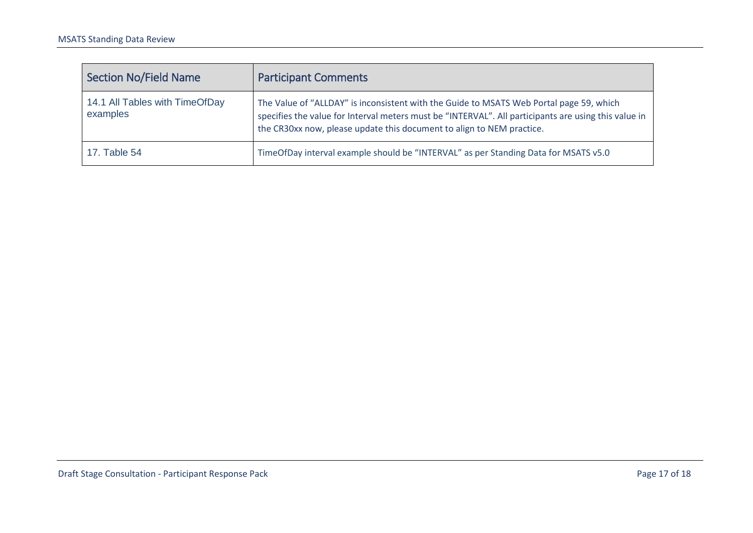| Section No/Field Name | Participant Comments |
| --- | --- |
| 14.1 All Tables with TimeOfDay examples | The Value of “ALLDAY” is inconsistent with the Guide to MSATS Web Portal page 59, which specifies the value for Interval meters must be “INTERVAL”. All participants are using this value in the CR30xx now, please update this document to align to NEM practice. |
| 17. Table 54 | TimeOfDay interval example should be “INTERVAL” as per Standing Data for MSATS v5.0 |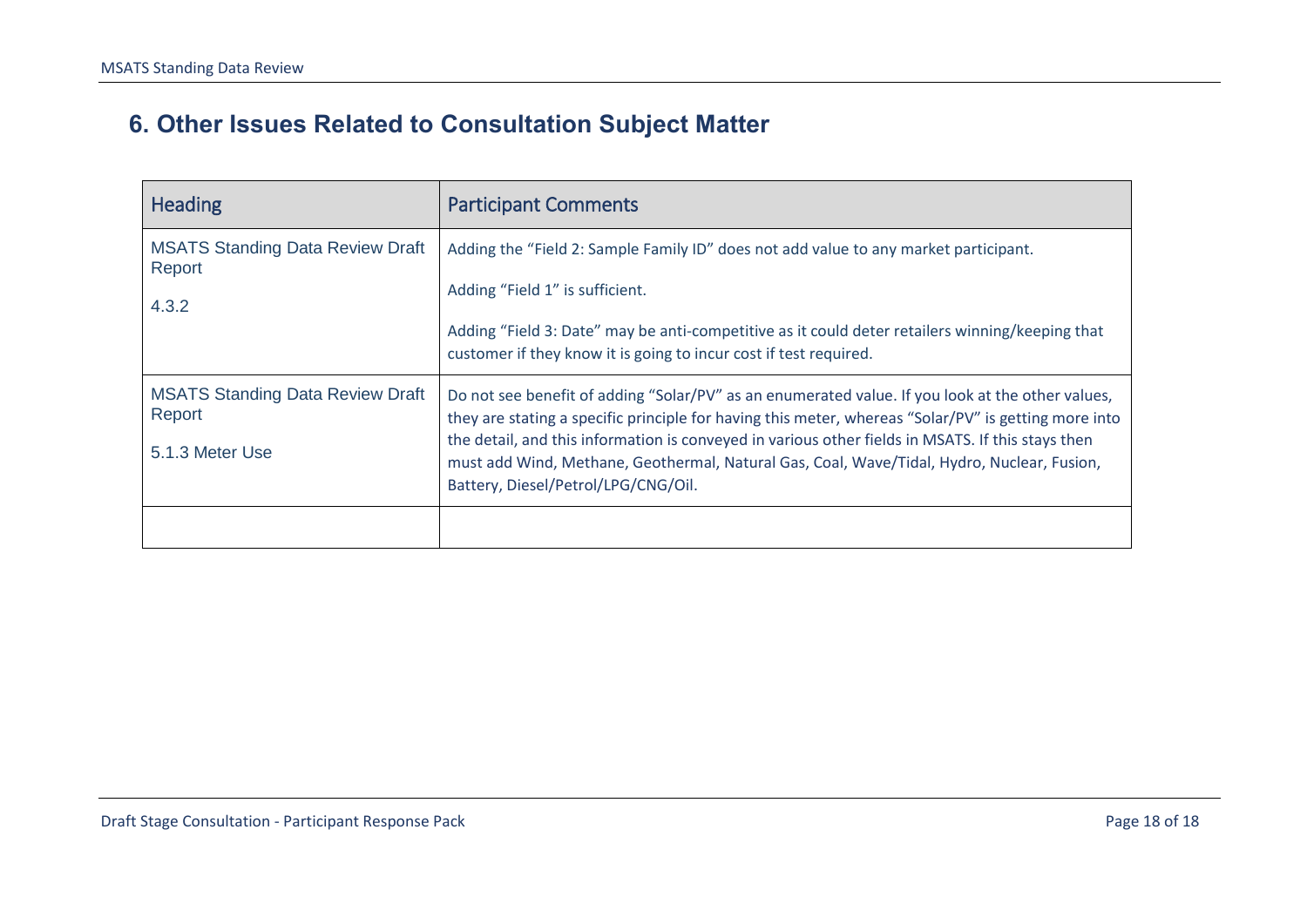## 6. Other Issues Related to Consultation Subject Matter

| Heading | Participant Comments |
| --- | --- |
| MSATS Standing Data Review Draft Report<br><br>4.3.2 | Adding the "Field 2: Sample Family ID" does not add value to any market participant.<br><br>Adding "Field 1" is sufficient.<br><br>Adding "Field 3: Date" may be anti-competitive as it could deter retailers winning/keeping that customer if they know it is going to incur cost if test required. |
| MSATS Standing Data Review Draft Report<br><br>5.1.3 Meter Use | Do not see benefit of adding "Solar/PV" as an enumerated value. If you look at the other values, they are stating a specific principle for having this meter, whereas "Solar/PV" is getting more into the detail, and this information is conveyed in various other fields in MSATS. If this stays then must add Wind, Methane, Geothermal, Natural Gas, Coal, Wave/Tidal, Hydro, Nuclear, Fusion, Battery, Diesel/Petrol/LPG/CNG/Oil. |
| | |